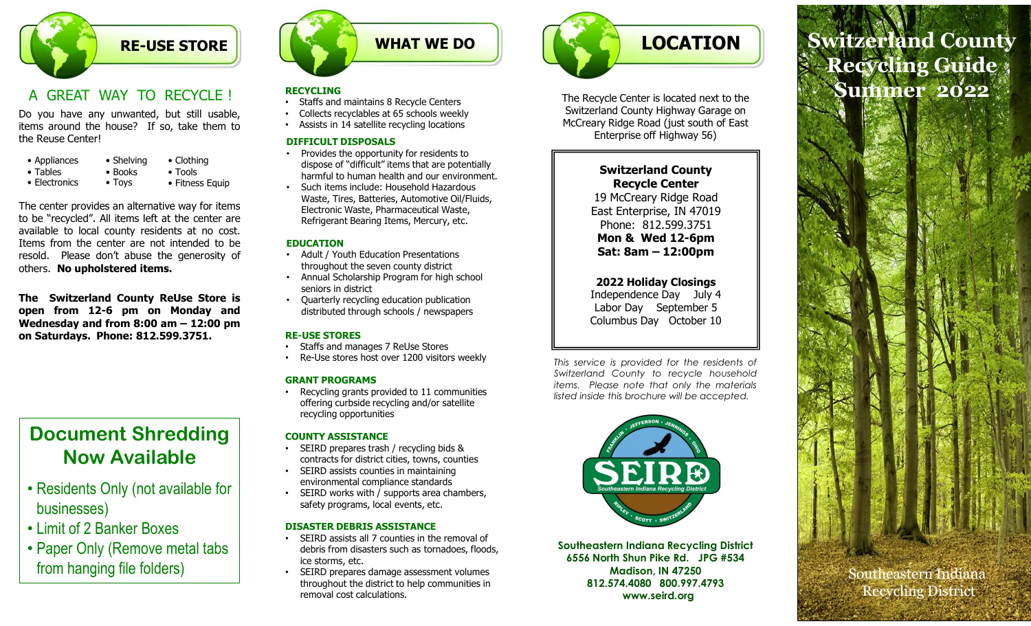## RE-USE STORE

### A GREAT WAY TO RECYCLE !

Do you have any unwanted, but still usable, items around the house? If so, take them to the Reuse Center!

- Appliances
- Tables
- Electronics
- Shelving
- Books
- Toys
- Clothing
- Tools
- Fitness Equip

The center provides an alternative way for items to be "recycled". All items left at the center are available to local county residents at no cost. Items from the center are not intended to be resold. Please don't abuse the generosity of others. **No upholstered items.**

**The Switzerland County ReUse Store is open from 12-6 pm on Monday and Wednesday and from 8:00 am – 12:00 pm on Saturdays. Phone: 812.599.3751.**

## Document Shredding Now Available

- Residents Only (not available for businesses)
- Limit of 2 Banker Boxes
- Paper Only (Remove metal tabs from hanging file folders)

## WHAT WE DO

**RECYCLING**

- Staffs and maintains 8 Recycle Centers
- Collects recyclables at 65 schools weekly
- Assists in 14 satellite recycling locations

**DIFFICULT DISPOSALS**

- Provides the opportunity for residents to dispose of "difficult" items that are potentially harmful to human health and our environment.
- Such items include: Household Hazardous Waste, Tires, Batteries, Automotive Oil/Fluids, Electronic Waste, Pharmaceutical Waste, Refrigerant Bearing Items, Mercury, etc.

**EDUCATION**

- Adult / Youth Education Presentations throughout the seven county district
- Annual Scholarship Program for high school seniors in district
- Quarterly recycling education publication distributed through schools / newspapers

**RE-USE STORES**

- Staffs and manages 7 ReUse Stores
- Re-Use stores host over 1200 visitors weekly

**GRANT PROGRAMS**

- Recycling grants provided to 11 communities offering curbside recycling and/or satellite recycling opportunities

**COUNTY ASSISTANCE**

- SEIRD prepares trash / recycling bids & contracts for district cities, towns, counties
- SEIRD assists counties in maintaining environmental compliance standards
- SEIRD works with / supports area chambers, safety programs, local events, etc.

**DISASTER DEBRIS ASSISTANCE**

- SEIRD assists all 7 counties in the removal of debris from disasters such as tornadoes, floods, ice storms, etc.
- SEIRD prepares damage assessment volumes throughout the district to help communities in removal cost calculations.

## LOCATION

The Recycle Center is located next to the Switzerland County Highway Garage on McCreary Ridge Road (just south of East Enterprise off Highway 56)

**Switzerland County Recycle Center**
19 McCreary Ridge Road
East Enterprise, IN 47019
Phone: 812.599.3751
**Mon & Wed 12-6pm**
**Sat: 8am – 12:00pm**

**2022 Holiday Closings**
Independence Day July 4
Labor Day September 5
Columbus Day October 10

*This service is provided for the residents of Switzerland County to recycle household items. Please note that only the materials listed inside this brochure will be accepted.*

FRANKLIN • JEFFERSON • JENNINGS • OHIO
SEIRD
Southeastern Indiana Recycling District
RIPLEY • SCOTT • SWITZERLAND

**Southeastern Indiana Recycling District**
**6556 North Shun Pike Rd. JPG #534**
**Madison, IN 47250**
**812.574.4080 800.997.4793**
**www.seird.org**

# Switzerland County Recycling Guide Summer 2022

Southeastern Indiana Recycling District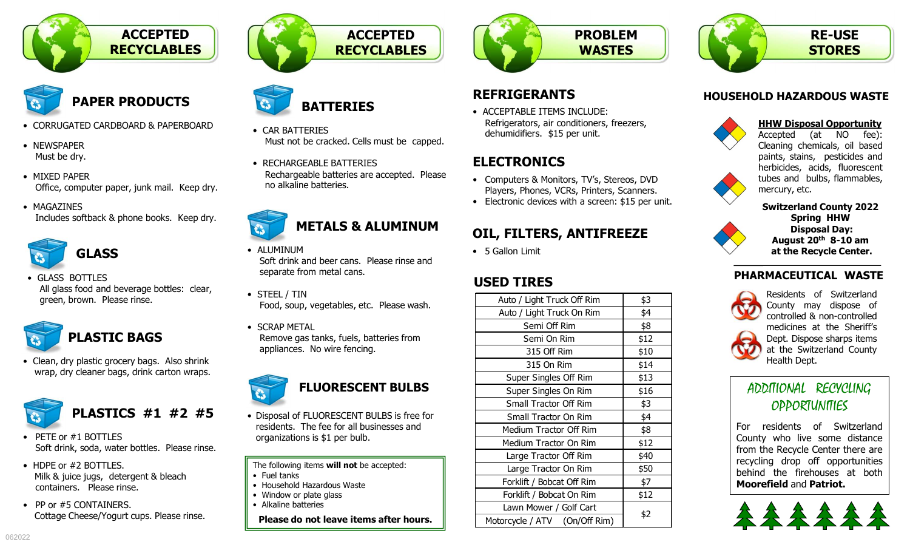# ACCEPTED RECYCLABLES

## PAPER PRODUCTS

- CORRUGATED CARDBOARD & PAPERBOARD
- NEWSPAPER
  Must be dry.
- MIXED PAPER
  Office, computer paper, junk mail. Keep dry.
- MAGAZINES
  Includes softback & phone books. Keep dry.

## GLASS

- GLASS BOTTLES
  All glass food and beverage bottles: clear, green, brown. Please rinse.

## PLASTIC BAGS

- Clean, dry plastic grocery bags. Also shrink wrap, dry cleaner bags, drink carton wraps.

## PLASTICS #1 #2 #5

- PETE or #1 BOTTLES
  Soft drink, soda, water bottles. Please rinse.
- HDPE or #2 BOTTLES.
  Milk & juice jugs, detergent & bleach containers. Please rinse.
- PP or #5 CONTAINERS.
  Cottage Cheese/Yogurt cups. Please rinse.

062022

# ACCEPTED RECYCLABLES

## BATTERIES

- CAR BATTERIES
  Must not be cracked. Cells must be capped.
- RECHARGEABLE BATTERIES
  Rechargeable batteries are accepted. Please no alkaline batteries.

## METALS & ALUMINUM

- ALUMINUM
  Soft drink and beer cans. Please rinse and separate from metal cans.
- STEEL / TIN
  Food, soup, vegetables, etc. Please wash.
- SCRAP METAL
  Remove gas tanks, fuels, batteries from appliances. No wire fencing.

## FLUORESCENT BULBS

- Disposal of FLUORESCENT BULBS is free for residents. The fee for all businesses and organizations is $1 per bulb.

The following items **will not** be accepted:

- Fuel tanks
- Household Hazardous Waste
- Window or plate glass
- Alkaline batteries

**Please do not leave items after hours.**

# PROBLEM WASTES

## REFRIGERANTS

- ACCEPTABLE ITEMS INCLUDE:
  Refrigerators, air conditioners, freezers, dehumidifiers. $15 per unit.

## ELECTRONICS

- Computers & Monitors, TV's, Stereos, DVD Players, Phones, VCRs, Printers, Scanners.
- Electronic devices with a screen: $15 per unit.

## OIL, FILTERS, ANTIFREEZE

- 5 Gallon Limit

## USED TIRES

| | |
|---|---|
| Auto / Light Truck Off Rim | $3 |
| Auto / Light Truck On Rim | $4 |
| Semi Off Rim | $8 |
| Semi On Rim | $12 |
| 315 Off Rim | $10 |
| 315 On Rim | $14 |
| Super Singles Off Rim | $13 |
| Super Singles On Rim | $16 |
| Small Tractor Off Rim | $3 |
| Small Tractor On Rim | $4 |
| Medium Tractor Off Rim | $8 |
| Medium Tractor On Rim | $12 |
| Large Tractor Off Rim | $40 |
| Large Tractor On Rim | $50 |
| Forklift / Bobcat Off Rim | $7 |
| Forklift / Bobcat On Rim | $12 |
| Lawn Mower / Golf Cart | $2 |
| Motorcycle / ATV (On/Off Rim) | |

# RE-USE STORES

## HOUSEHOLD HAZARDOUS WASTE

**HHW Disposal Opportunity**
Accepted (at NO fee): Cleaning chemicals, oil based paints, stains, pesticides and herbicides, acids, fluorescent tubes and bulbs, flammables, mercury, etc.

**Switzerland County 2022 Spring HHW Disposal Day: August 20th 8-10 am at the Recycle Center.**

## PHARMACEUTICAL WASTE

Residents of Switzerland County may dispose of controlled & non-controlled medicines at the Sheriff's Dept. Dispose sharps items at the Switzerland County Health Dept.

## ADDITIONAL RECYCLING OPPORTUNITIES

For residents of Switzerland County who live some distance from the Recycle Center there are recycling drop off opportunities behind the firehouses at both **Moorefield** and **Patriot.**